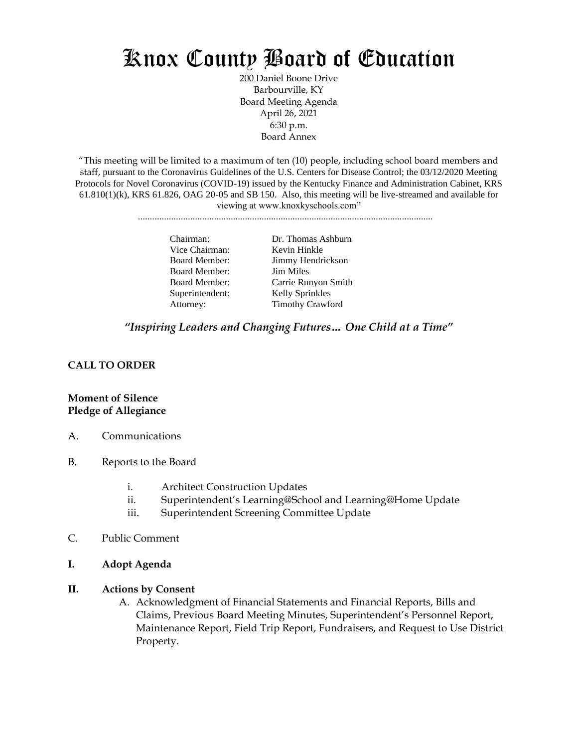# Knox County Board of Education

200 Daniel Boone Drive
Barbourville, KY
Board Meeting Agenda
April 26, 2021
6:30 p.m.
Board Annex

"This meeting will be limited to a maximum of ten (10) people, including school board members and staff, pursuant to the Coronavirus Guidelines of the U.S. Centers for Disease Control; the 03/12/2020 Meeting Protocols for Novel Coronavirus (COVID-19) issued by the Kentucky Finance and Administration Cabinet, KRS 61.810(1)(k), KRS 61.826, OAG 20-05 and SB 150. Also, this meeting will be live-streamed and available for viewing at www.knoxkyschools.com"

| | |
|---|---|
| Chairman: | Dr. Thomas Ashburn |
| Vice Chairman: | Kevin Hinkle |
| Board Member: | Jimmy Hendrickson |
| Board Member: | Jim Miles |
| Board Member: | Carrie Runyon Smith |
| Superintendent: | Kelly Sprinkles |
| Attorney: | Timothy Crawford |

*"Inspiring Leaders and Changing Futures… One Child at a Time"*

**CALL TO ORDER**

**Moment of Silence**
**Pledge of Allegiance**

A. Communications

B. Reports to the Board

   i. Architect Construction Updates
   ii. Superintendent's Learning@School and Learning@Home Update
   iii. Superintendent Screening Committee Update

C. Public Comment

**I. Adopt Agenda**

**II. Actions by Consent**

   A. Acknowledgment of Financial Statements and Financial Reports, Bills and Claims, Previous Board Meeting Minutes, Superintendent's Personnel Report, Maintenance Report, Field Trip Report, Fundraisers, and Request to Use District Property.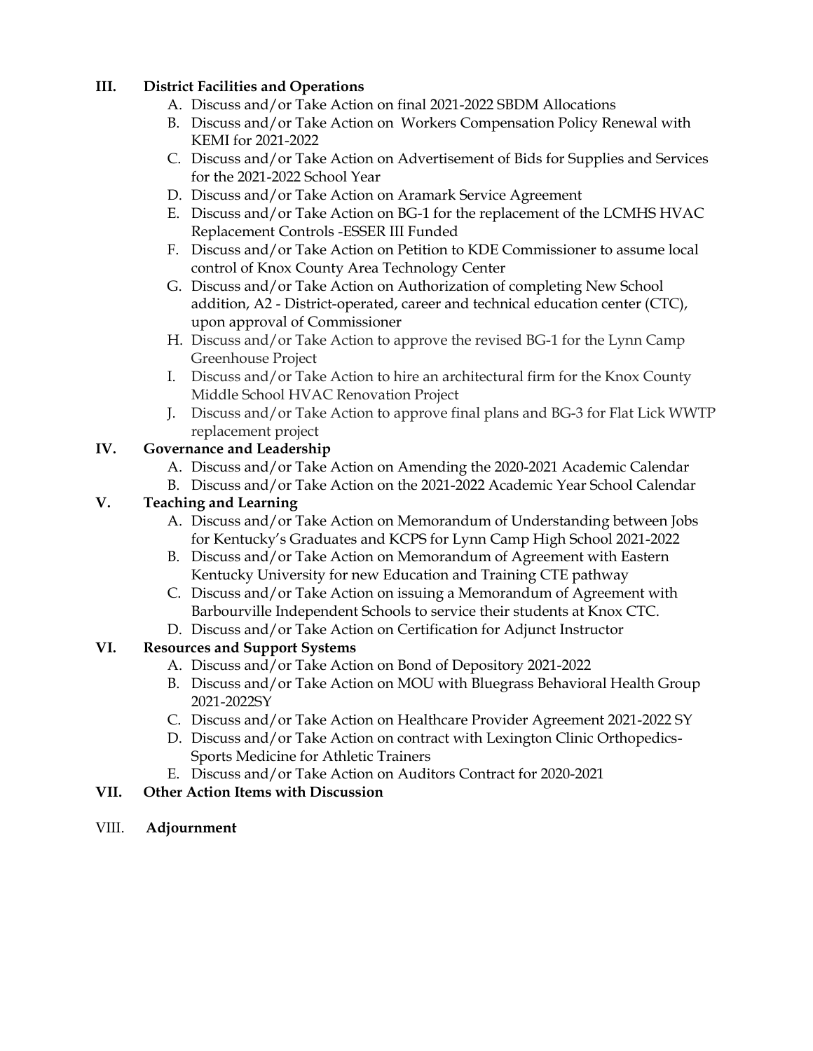**III. District Facilities and Operations**

A. Discuss and/or Take Action on final 2021-2022 SBDM Allocations
B. Discuss and/or Take Action on Workers Compensation Policy Renewal with KEMI for 2021-2022
C. Discuss and/or Take Action on Advertisement of Bids for Supplies and Services for the 2021-2022 School Year
D. Discuss and/or Take Action on Aramark Service Agreement
E. Discuss and/or Take Action on BG-1 for the replacement of the LCMHS HVAC Replacement Controls -ESSER III Funded
F. Discuss and/or Take Action on Petition to KDE Commissioner to assume local control of Knox County Area Technology Center
G. Discuss and/or Take Action on Authorization of completing New School addition, A2 - District-operated, career and technical education center (CTC), upon approval of Commissioner
H. Discuss and/or Take Action to approve the revised BG-1 for the Lynn Camp Greenhouse Project
I. Discuss and/or Take Action to hire an architectural firm for the Knox County Middle School HVAC Renovation Project
J. Discuss and/or Take Action to approve final plans and BG-3 for Flat Lick WWTP replacement project

**IV. Governance and Leadership**

A. Discuss and/or Take Action on Amending the 2020-2021 Academic Calendar
B. Discuss and/or Take Action on the 2021-2022 Academic Year School Calendar

**V. Teaching and Learning**

A. Discuss and/or Take Action on Memorandum of Understanding between Jobs for Kentucky's Graduates and KCPS for Lynn Camp High School 2021-2022
B. Discuss and/or Take Action on Memorandum of Agreement with Eastern Kentucky University for new Education and Training CTE pathway
C. Discuss and/or Take Action on issuing a Memorandum of Agreement with Barbourville Independent Schools to service their students at Knox CTC.
D. Discuss and/or Take Action on Certification for Adjunct Instructor

**VI. Resources and Support Systems**

A. Discuss and/or Take Action on Bond of Depository 2021-2022
B. Discuss and/or Take Action on MOU with Bluegrass Behavioral Health Group 2021-2022SY
C. Discuss and/or Take Action on Healthcare Provider Agreement 2021-2022 SY
D. Discuss and/or Take Action on contract with Lexington Clinic Orthopedics-Sports Medicine for Athletic Trainers
E. Discuss and/or Take Action on Auditors Contract for 2020-2021

**VII. Other Action Items with Discussion**

VIII. **Adjournment**